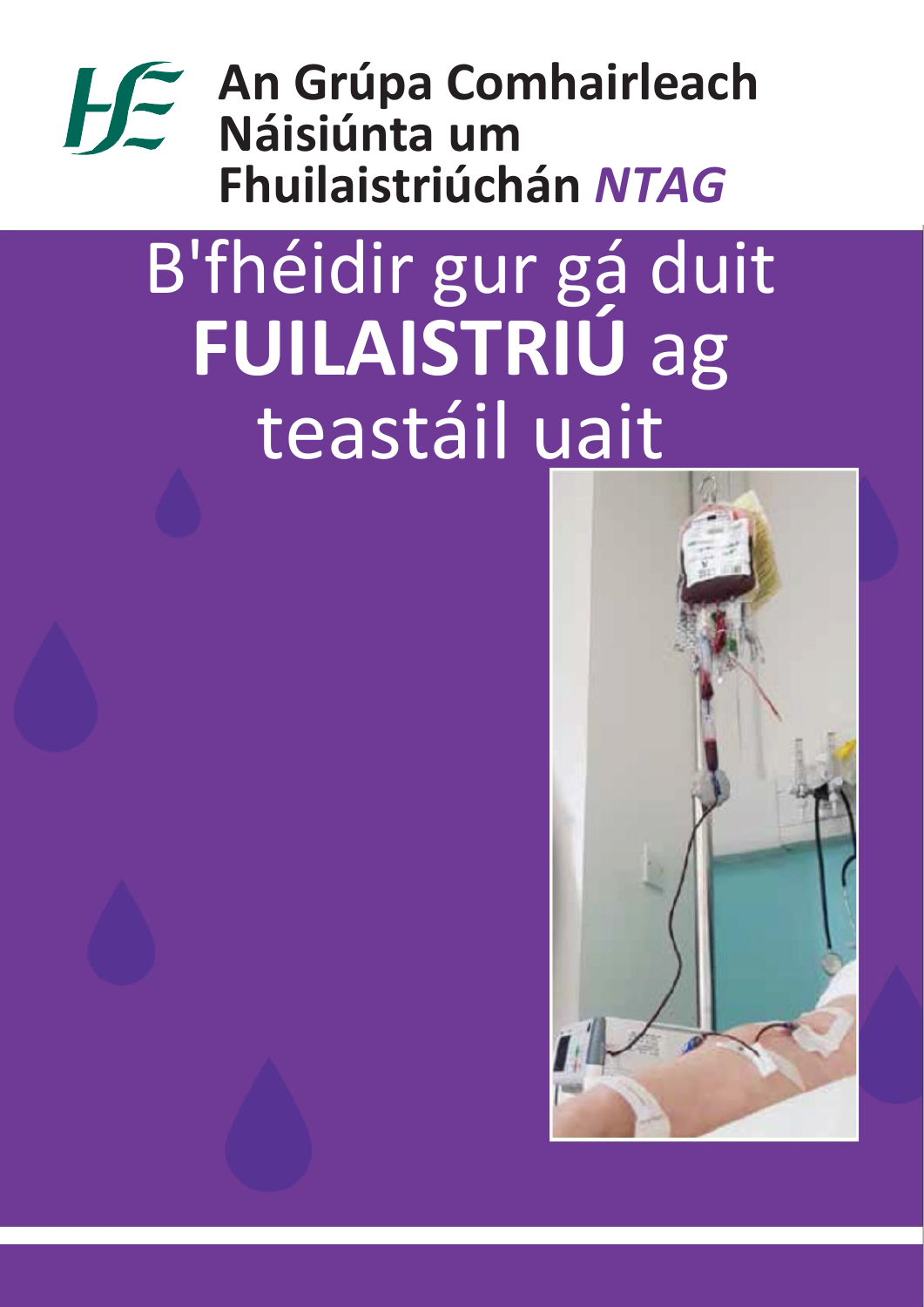An Grúpa Comhairleach Náisiúnta um Fhuilaistriúchán *NTAG*

# B'fhéidir gur gá duit **FUILAISTRIÚ** ag teastáil uait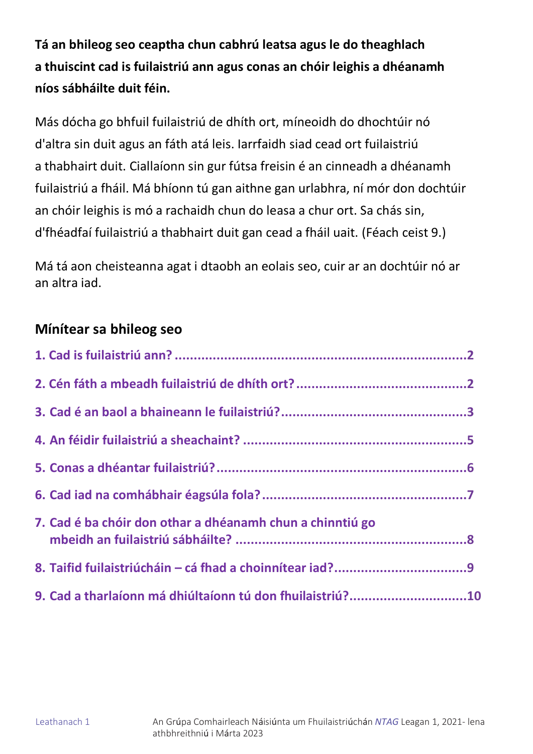**Tá an bhileog seo ceaptha chun cabhrú leatsa agus le do theaghlach a thuiscint cad is fuilaistriú ann agus conas an chóir leighis a dhéanamh níos sábháilte duit féin.**

Más dócha go bhfuil fuilaistriú de dhíth ort, míneoidh do dhochtúir nó d'altra sin duit agus an fáth atá leis. Iarrfaidh siad cead ort fuilaistriú a thabhairt duit. Ciallaíonn sin gur fútsa freisin é an cinneadh a dhéanamh fuilaistriú a fháil. Má bhíonn tú gan aithne gan urlabhra, ní mór don dochtúir an chóir leighis is mó a rachaidh chun do leasa a chur ort. Sa chás sin, d'fhéadfaí fuilaistriú a thabhairt duit gan cead a fháil uait. (Féach ceist 9.)

Má tá aon cheisteanna agat i dtaobh an eolais seo, cuir ar an dochtúir nó ar an altra iad.

## Mínítear sa bhileog seo

1. Cad is fuilaistriú ann? ....................2
2. Cén fáth a mbeadh fuilaistriú de dhíth ort? ....................2
3. Cad é an baol a bhaineann le fuilaistriú? ....................3
4. An féidir fuilaistriú a sheachaint? ....................5
5. Conas a dhéantar fuilaistriú? ....................6
6. Cad iad na comhábhair éagsúla fola? ....................7
7. Cad é ba chóir don othar a dhéanamh chun a chinntiú go mbeidh an fuilaistriú sábháilte? ....................8
8. Taifid fuilaistriúcháin – cá fhad a choinnítear iad? ....................9
9. Cad a tharlaíonn má dhiúltaíonn tú don fhuilaistriú? ....................10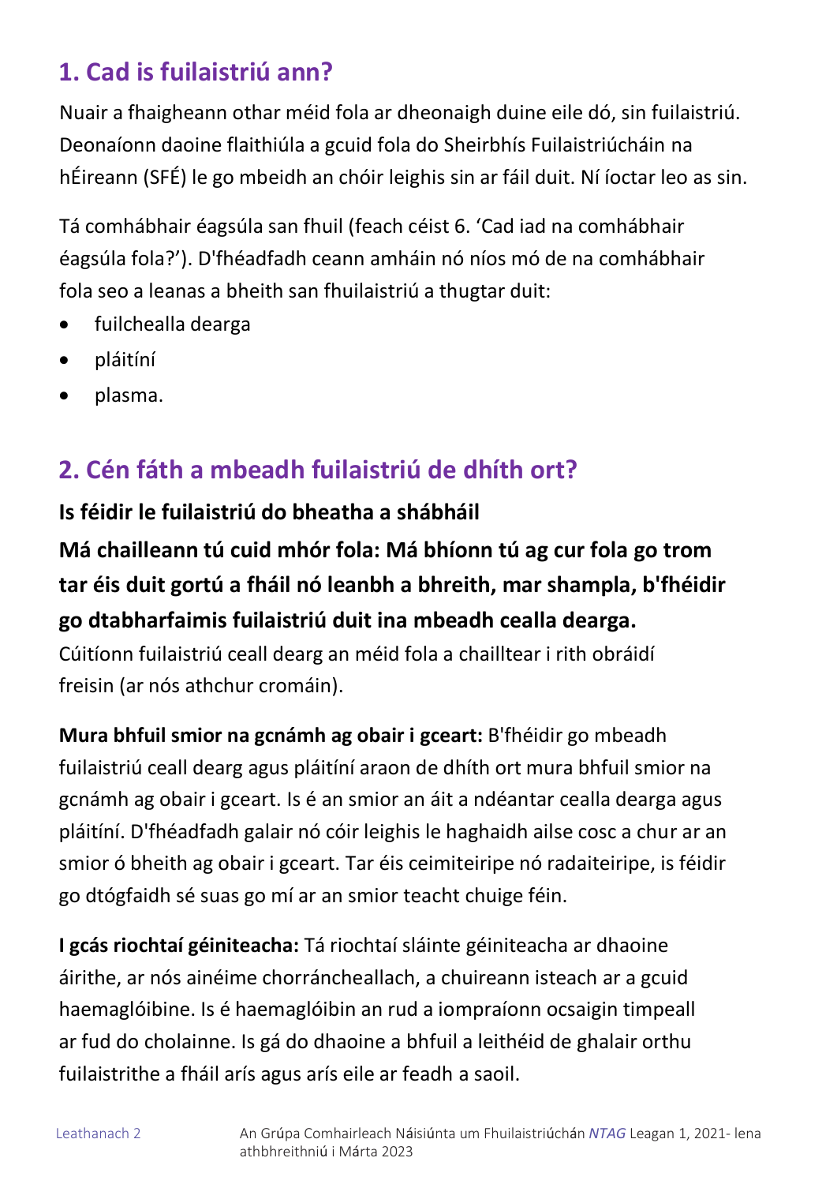## 1. Cad is fuilaistriú ann?

Nuair a fhaigheann othar méid fola ar dheonaigh duine eile dó, sin fuilaistriú. Deonaíonn daoine flaithiúla a gcuid fola do Sheirbhís Fuilaistriúcháin na hÉireann (SFÉ) le go mbeidh an chóir leighis sin ar fáil duit. Ní íoctar leo as sin.

Tá comhábhair éagsúla san fhuil (feach céist 6. 'Cad iad na comhábhair éagsúla fola?'). D'fhéadfadh ceann amháin nó níos mó de na comhábhair fola seo a leanas a bheith san fhuilaistriú a thugtar duit:

- fuilchealla dearga
- pláitíní
- plasma.

## 2. Cén fáth a mbeadh fuilaistriú de dhíth ort?

**Is féidir le fuilaistriú do bheatha a shábháil**

**Má chailleann tú cuid mhór fola: Má bhíonn tú ag cur fola go trom tar éis duit gortú a fháil nó leanbh a bhreith, mar shampla, b'fhéidir go dtabharfaimis fuilaistriú duit ina mbeadh cealla dearga.** Cúitíonn fuilaistriú ceall dearg an méid fola a chailltear i rith obráidí freisin (ar nós athchur cromáin).

**Mura bhfuil smior na gcnámh ag obair i gceart:** B'fhéidir go mbeadh fuilaistriú ceall dearg agus pláitíní araon de dhíth ort mura bhfuil smior na gcnámh ag obair i gceart. Is é an smior an áit a ndéantar cealla dearga agus pláitíní. D'fhéadfadh galair nó cóir leighis le haghaidh ailse cosc a chur ar an smior ó bheith ag obair i gceart. Tar éis ceimiteiripe nó radaiteiripe, is féidir go dtógfaidh sé suas go mí ar an smior teacht chuige féin.

**I gcás riochtaí géiniteacha:** Tá riochtaí sláinte géiniteacha ar dhaoine áirithe, ar nós ainéime chorráncheallach, a chuireann isteach ar a gcuid haemaglóibine. Is é haemaglóibin an rud a iompraíonn ocsaigin timpeall ar fud do cholainne. Is gá do dhaoine a bhfuil a leithéid de ghalair orthu fuilaistrithe a fháil arís agus arís eile ar feadh a saoil.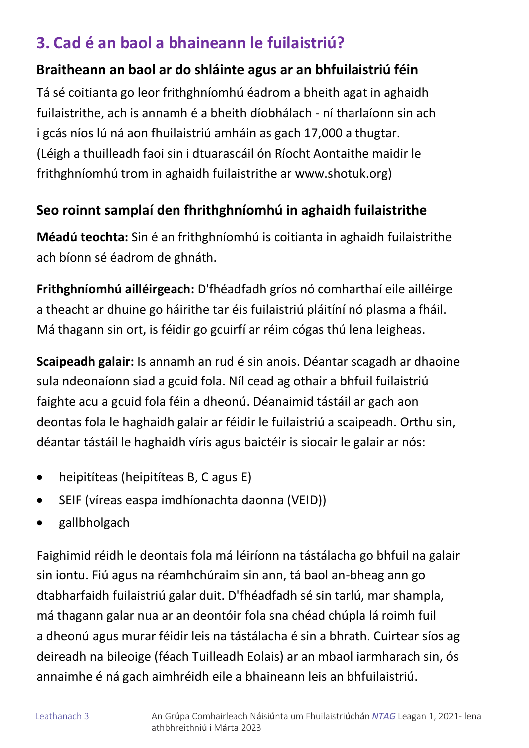## 3. Cad é an baol a bhaineann le fuilaistriú?

### Braitheann an baol ar do shláinte agus ar an bhfuilaistriú féin

Tá sé coitianta go leor frithghníomhú éadrom a bheith agat in aghaidh fuilaistrithe, ach is annamh é a bheith díobhálach - ní tharlaíonn sin ach i gcás níos lú ná aon fhuilaistriú amháin as gach 17,000 a thugtar. (Léigh a thuilleadh faoi sin i dtuarascáil ón Ríocht Aontaithe maidir le frithghníomhú trom in aghaidh fuilaistrithe ar www.shotuk.org)

### Seo roinnt samplaí den fhrithghníomhú in aghaidh fuilaistrithe

**Méadú teochta:** Sin é an frithghníomhú is coitianta in aghaidh fuilaistrithe ach bíonn sé éadrom de ghnáth.

**Frithghníomhú ailléirgeach:** D'fhéadfadh gríos nó comharthaí eile ailléirge a theacht ar dhuine go háirithe tar éis fuilaistriú pláitíní nó plasma a fháil. Má thagann sin ort, is féidir go gcuirfí ar réim cógas thú lena leigheas.

**Scaipeadh galair:** Is annamh an rud é sin anois. Déantar scagadh ar dhaoine sula ndeonaíonn siad a gcuid fola. Níl cead ag othair a bhfuil fuilaistriú faighte acu a gcuid fola féin a dheonú. Déanaimid tástáil ar gach aon deontas fola le haghaidh galair ar féidir le fuilaistriú a scaipeadh. Orthu sin, déantar tástáil le haghaidh víris agus baictéir is siocair le galair ar nós:

- heipitíteas (heipitíteas B, C agus E)
- SEIF (víreas easpa imdhíonachta daonna (VEID))
- gallbholgach

Faighimid réidh le deontais fola má léiríonn na tástálacha go bhfuil na galair sin iontu. Fiú agus na réamhchúraim sin ann, tá baol an-bheag ann go dtabharfaidh fuilaistriú galar duit. D'fhéadfadh sé sin tarlú, mar shampla, má thagann galar nua ar an deontóir fola sna chéad chúpla lá roimh fuil a dheonú agus murar féidir leis na tástálacha é sin a bhrath. Cuirtear síos ag deireadh na bileoige (féach Tuilleadh Eolais) ar an mbaol iarmharach sin, ós annaimhe é ná gach aimhréidh eile a bhaineann leis an bhfuilaistriú.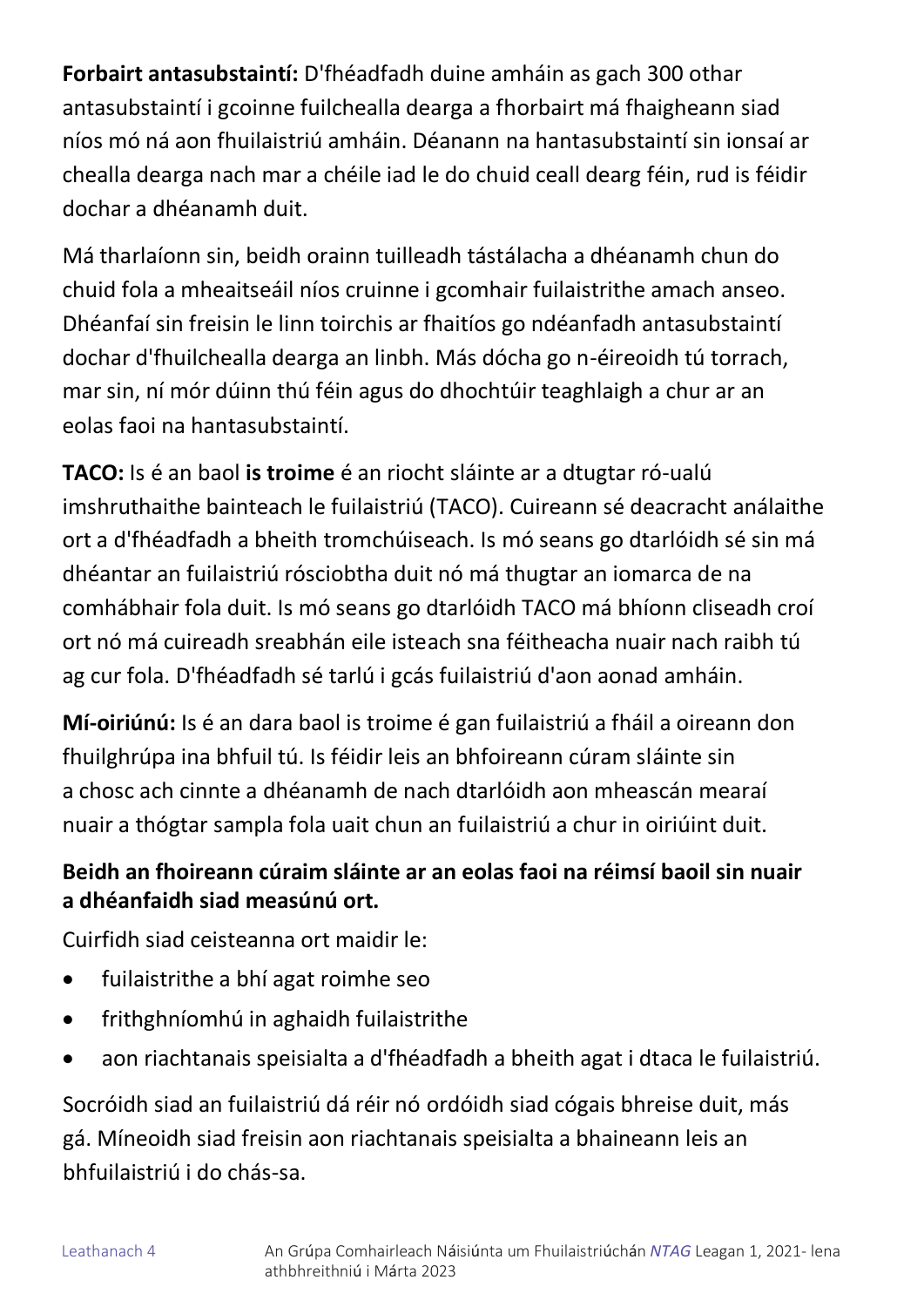**Forbairt antasubstaintí:** D'fhéadfadh duine amháin as gach 300 othar antasubstaintí i gcoinne fuilchealla dearga a fhorbairt má fhaigheann siad níos mó ná aon fhuilaistriú amháin. Déanann na hantasubstaintí sin ionsaí ar chealla dearga nach mar a chéile iad le do chuid ceall dearg féin, rud is féidir dochar a dhéanamh duit.

Má tharlaíonn sin, beidh orainn tuilleadh tástálacha a dhéanamh chun do chuid fola a mheaitseáil níos cruinne i gcomhair fuilaistrithe amach anseo. Dhéanfaí sin freisin le linn toirchis ar fhaitíos go ndéanfadh antasubstaintí dochar d'fhuilchealla dearga an linbh. Más dócha go n-éireoidh tú torrach, mar sin, ní mór dúinn thú féin agus do dhochtúir teaghlaigh a chur ar an eolas faoi na hantasubstaintí.

**TACO:** Is é an baol **is troime** é an riocht sláinte ar a dtugtar ró-ualú imshruthaithe bainteach le fuilaistriú (TACO). Cuireann sé deacracht análaithe ort a d'fhéadfadh a bheith tromchúiseach. Is mó seans go dtarlóidh sé sin má dhéantar an fuilaistriú rósciobtha duit nó má thugtar an iomarca de na comhábhair fola duit. Is mó seans go dtarlóidh TACO má bhíonn cliseadh croí ort nó má cuireadh sreabhán eile isteach sna féitheacha nuair nach raibh tú ag cur fola. D'fhéadfadh sé tarlú i gcás fuilaistriú d'aon aonad amháin.

**Mí-oiriúnú:** Is é an dara baol is troime é gan fuilaistriú a fháil a oireann don fhuilghrúpa ina bhfuil tú. Is féidir leis an bhfoireann cúram sláinte sin a chosc ach cinnte a dhéanamh de nach dtarlóidh aon mheascán mearaí nuair a thógtar sampla fola uait chun an fuilaistriú a chur in oiriúint duit.

**Beidh an fhoireann cúraim sláinte ar an eolas faoi na réimsí baoil sin nuair a dhéanfaidh siad measúnú ort.**

Cuirfidh siad ceisteanna ort maidir le:

- fuilaistrithe a bhí agat roimhe seo
- frithghníomhú in aghaidh fuilaistrithe
- aon riachtanais speisialta a d'fhéadfadh a bheith agat i dtaca le fuilaistriú.

Socróidh siad an fuilaistriú dá réir nó ordóidh siad cógais bhreise duit, más gá. Míneoidh siad freisin aon riachtanais speisialta a bhaineann leis an bhfuilaistriú i do chás-sa.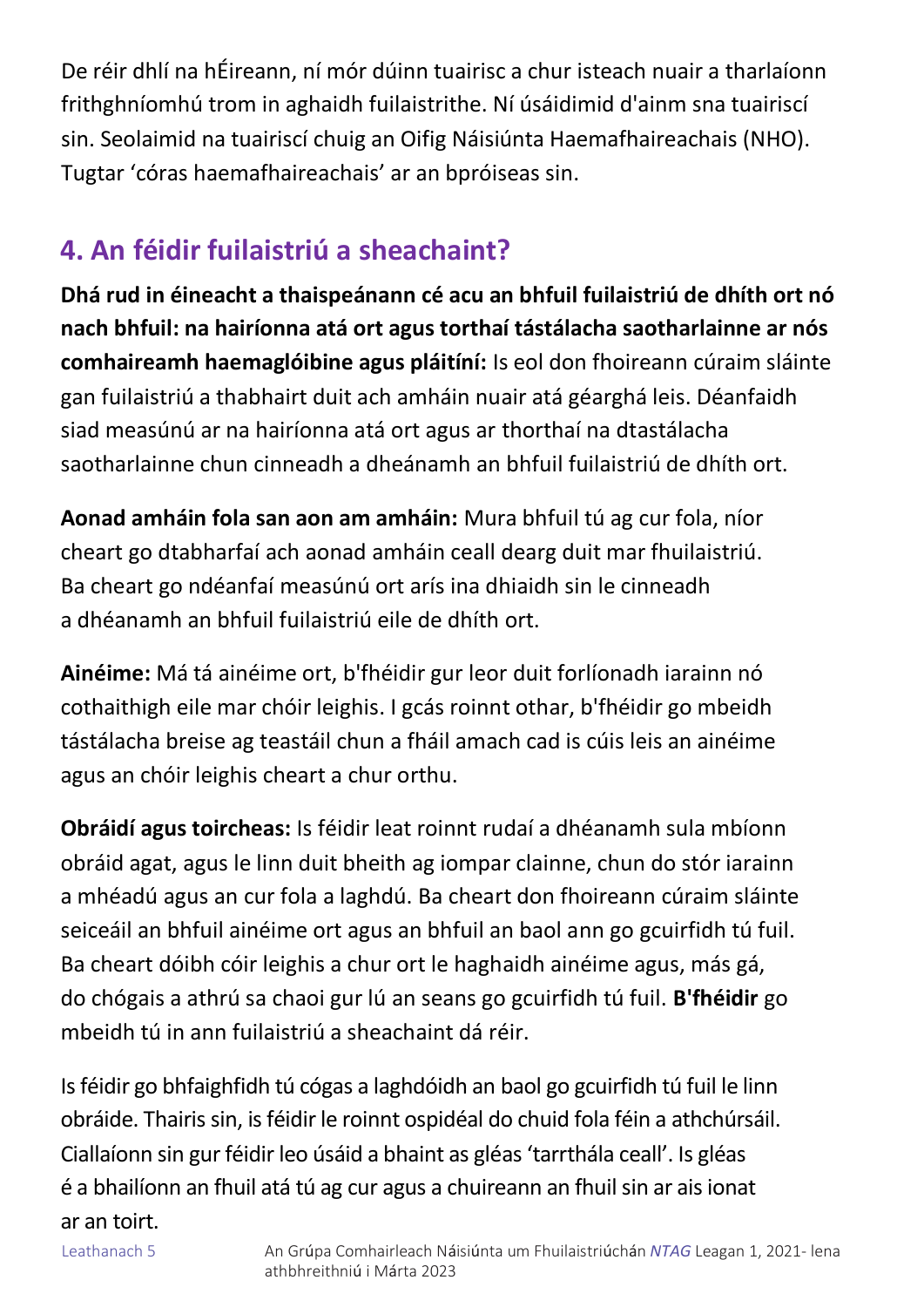De réir dhlí na hÉireann, ní mór dúinn tuairisc a chur isteach nuair a tharlaíonn frithghníomhú trom in aghaidh fuilaistrithe. Ní úsáidimid d'ainm sna tuairiscí sin. Seolaimid na tuairiscí chuig an Oifig Náisiúnta Haemafhaireachais (NHO). Tugtar 'córas haemafhaireachais' ar an bpróiseas sin.

## 4. An féidir fuilaistriú a sheachaint?

**Dhá rud in éineacht a thaispeánann cé acu an bhfuil fuilaistriú de dhíth ort nó nach bhfuil: na hairíonna atá ort agus torthaí tástálacha saotharlainne ar nós comhaireamh haemaglóibine agus pláitíní:** Is eol don fhoireann cúraim sláinte gan fuilaistriú a thabhairt duit ach amháin nuair atá géarghá leis. Déanfaidh siad measúnú ar na hairíonna atá ort agus ar thorthaí na dtastálacha saotharlainne chun cinneadh a dheánamh an bhfuil fuilaistriú de dhíth ort.

**Aonad amháin fola san aon am amháin:** Mura bhfuil tú ag cur fola, níor cheart go dtabharfaí ach aonad amháin ceall dearg duit mar fhuilaistriú. Ba cheart go ndéanfaí measúnú ort arís ina dhiaidh sin le cinneadh a dhéanamh an bhfuil fuilaistriú eile de dhíth ort.

**Ainéime:** Má tá ainéime ort, b'fhéidir gur leor duit forlíonadh iarainn nó cothaithigh eile mar chóir leighis. I gcás roinnt othar, b'fhéidir go mbeidh tástálacha breise ag teastáil chun a fháil amach cad is cúis leis an ainéime agus an chóir leighis cheart a chur orthu.

**Obráidí agus toircheas:** Is féidir leat roinnt rudaí a dhéanamh sula mbíonn obráid agat, agus le linn duit bheith ag iompar clainne, chun do stór iarainn a mhéadú agus an cur fola a laghdú. Ba cheart don fhoireann cúraim sláinte seiceáil an bhfuil ainéime ort agus an bhfuil an baol ann go gcuirfidh tú fuil. Ba cheart dóibh cóir leighis a chur ort le haghaidh ainéime agus, más gá, do chógais a athrú sa chaoi gur lú an seans go gcuirfidh tú fuil. **B'fhéidir** go mbeidh tú in ann fuilaistriú a sheachaint dá réir.

Is féidir go bhfaighfidh tú cógas a laghdóidh an baol go gcuirfidh tú fuil le linn obráide. Thairis sin, is féidir le roinnt ospidéal do chuid fola féin a athchúrsáil. Ciallaíonn sin gur féidir leo úsáid a bhaint as gléas 'tarrthála ceall'. Is gléas é a bhailíonn an fhuil atá tú ag cur agus a chuireann an fhuil sin ar ais ionat ar an toirt.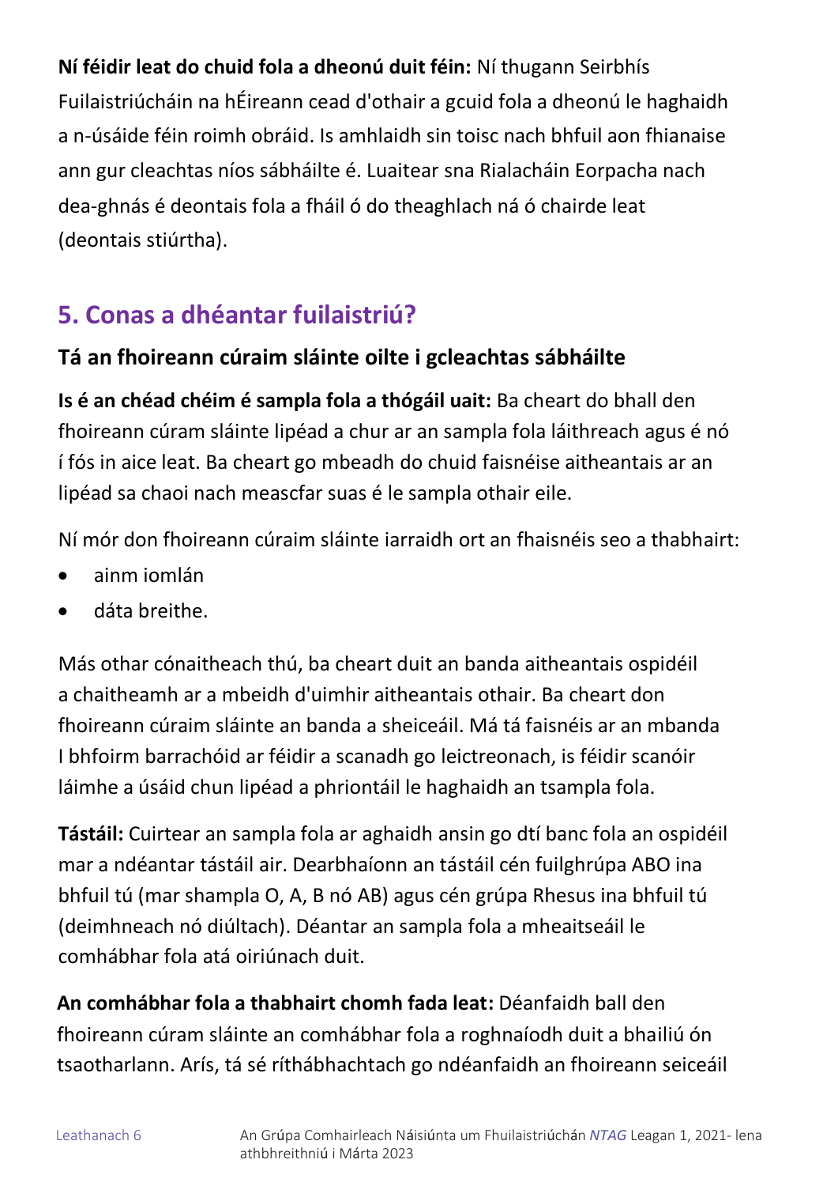**Ní féidir leat do chuid fola a dheonú duit féin:** Ní thugann Seirbhís Fuilaistriúcháin na hÉireann cead d'othair a gcuid fola a dheonú le haghaidh a n-úsáide féin roimh obráid. Is amhlaidh sin toisc nach bhfuil aon fhianaise ann gur cleachtas níos sábháilte é. Luaitear sna Rialacháin Eorpacha nach dea-ghnás é deontais fola a fháil ó do theaghlach ná ó chairde leat (deontais stiúrtha).

## 5. Conas a dhéantar fuilaistriú?

### Tá an fhoireann cúraim sláinte oilte i gcleachtas sábháilte

**Is é an chéad chéim é sampla fola a thógáil uait:** Ba cheart do bhall den fhoireann cúram sláinte lipéad a chur ar an sampla fola láithreach agus é nó í fós in aice leat. Ba cheart go mbeadh do chuid faisnéise aitheantais ar an lipéad sa chaoi nach meascfar suas é le sampla othair eile.

Ní mór don fhoireann cúraim sláinte iarraidh ort an fhaisnéis seo a thabhairt:

- ainm iomlán
- dáta breithe.

Más othar cónaitheach thú, ba cheart duit an banda aitheantais ospidéil a chaitheamh ar a mbeidh d'uimhir aitheantais othair. Ba cheart don fhoireann cúraim sláinte an banda a sheiceáil. Má tá faisnéis ar an mbanda I bhfoirm barrachóid ar féidir a scanadh go leictreonach, is féidir scanóir láimhe a úsáid chun lipéad a phriontáil le haghaidh an tsampla fola.

**Tástáil:** Cuirtear an sampla fola ar aghaidh ansin go dtí banc fola an ospidéil mar a ndéantar tástáil air. Dearbhaíonn an tástáil cén fuilghrúpa ABO ina bhfuil tú (mar shampla O, A, B nó AB) agus cén grúpa Rhesus ina bhfuil tú (deimhneach nó diúltach). Déantar an sampla fola a mheaitseáil le comhábhar fola atá oiriúnach duit.

**An comhábhar fola a thabhairt chomh fada leat:** Déanfaidh ball den fhoireann cúram sláinte an comhábhar fola a roghnaíodh duit a bhailiú ón tsaotharlann. Arís, tá sé ríthábhachtach go ndéanfaidh an fhoireann seiceáil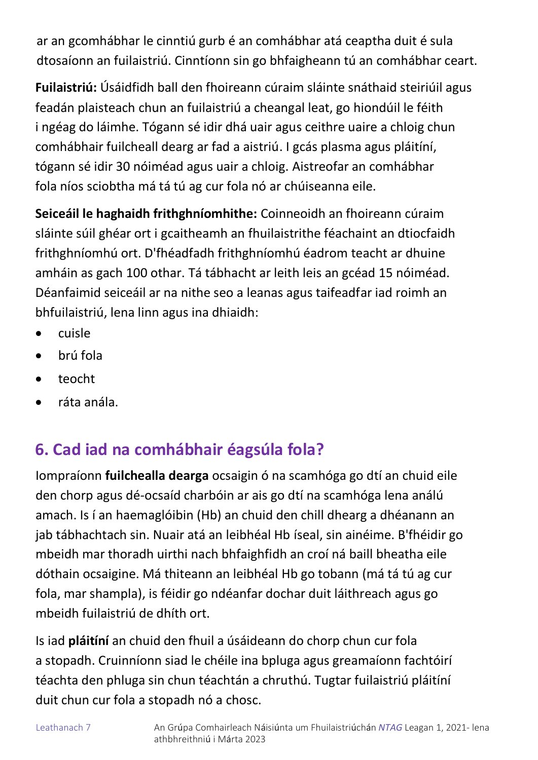ar an gcomhábhar le cinntiú gurb é an comhábhar atá ceaptha duit é sula dtosaíonn an fuilaistriú. Cinntíonn sin go bhfaigheann tú an comhábhar ceart.

**Fuilaistriú:** Úsáidfidh ball den fhoireann cúraim sláinte snáthaid steiriúil agus feadán plaisteach chun an fuilaistriú a cheangal leat, go hiondúil le féith i ngéag do láimhe. Tógann sé idir dhá uair agus ceithre uaire a chloig chun comhábhair fuilcheall dearg ar fad a aistriú. I gcás plasma agus pláitíní, tógann sé idir 30 nóiméad agus uair a chloig. Aistreofar an comhábhar fola níos sciobtha má tá tú ag cur fola nó ar chúiseanna eile.

**Seiceáil le haghaidh frithghníomhithe:** Coinneoidh an fhoireann cúraim sláinte súil ghéar ort i gcaitheamh an fhuilaistrithe féachaint an dtiocfaidh frithghníomhú ort. D'fhéadfadh frithghníomhú éadrom teacht ar dhuine amháin as gach 100 othar. Tá tábhacht ar leith leis an gcéad 15 nóiméad. Déanfaimid seiceáil ar na nithe seo a leanas agus taifeadfar iad roimh an bhfuilaistriú, lena linn agus ina dhiaidh:

- cuisle
- brú fola
- teocht
- ráta anála.

## 6. Cad iad na comhábhair éagsúla fola?

Iompraíonn **fuilchealla dearga** ocsaigin ó na scamhóga go dtí an chuid eile den chorp agus dé-ocsaíd charbóin ar ais go dtí na scamhóga lena análú amach. Is í an haemaglóibin (Hb) an chuid den chill dhearg a dhéanann an jab tábhachtach sin. Nuair atá an leibhéal Hb íseal, sin ainéime. B'fhéidir go mbeidh mar thoradh uirthi nach bhfaighfidh an croí ná baill bheatha eile dóthain ocsaigine. Má thiteann an leibhéal Hb go tobann (má tá tú ag cur fola, mar shampla), is féidir go ndéanfar dochar duit láithreach agus go mbeidh fuilaistriú de dhíth ort.

Is iad **pláitíní** an chuid den fhuil a úsáideann do chorp chun cur fola a stopadh. Cruinníonn siad le chéile ina bpluga agus greamaíonn fachtóirí téachta den phluga sin chun téachtán a chruthú. Tugtar fuilaistriú pláitíní duit chun cur fola a stopadh nó a chosc.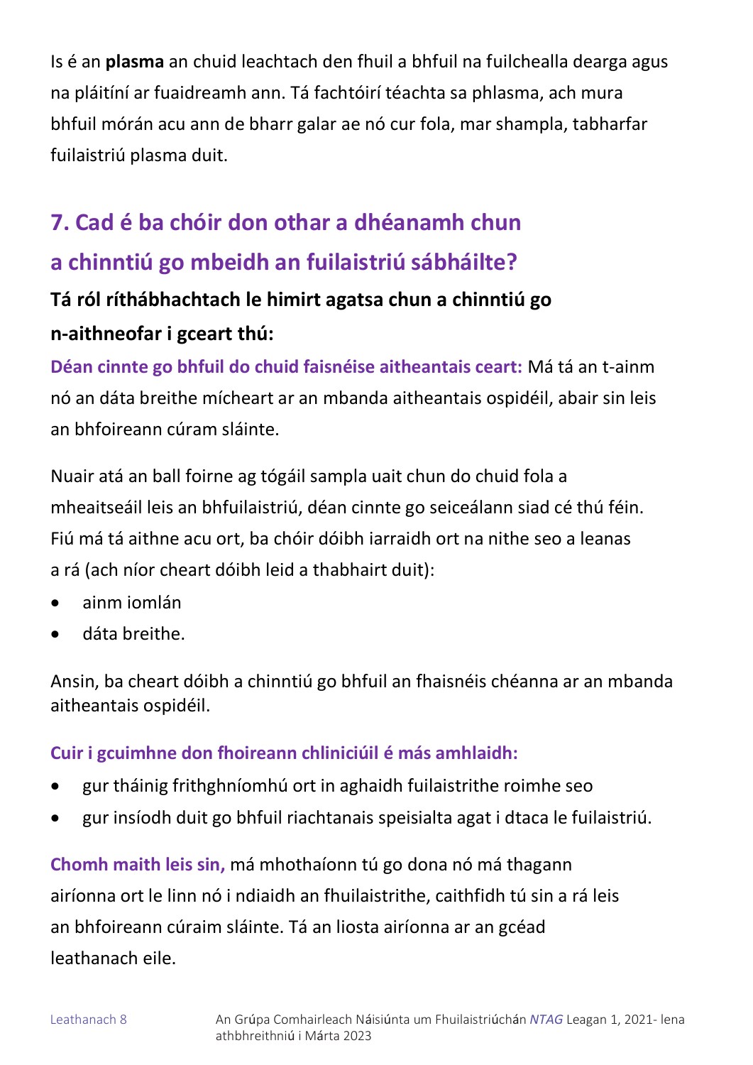Is é an **plasma** an chuid leachtach den fhuil a bhfuil na fuilchealla dearga agus na pláitíní ar fuaidreamh ann. Tá fachtóirí téachta sa phlasma, ach mura bhfuil mórán acu ann de bharr galar ae nó cur fola, mar shampla, tabharfar fuilaistriú plasma duit.

## 7. Cad é ba chóir don othar a dhéanamh chun a chinntiú go mbeidh an fuilaistriú sábháilte?

### Tá ról ríthábhachtach le himirt agatsa chun a chinntiú go n-aithneofar i gceart thú:

**Déan cinnte go bhfuil do chuid faisnéise aitheantais ceart:** Má tá an t-ainm nó an dáta breithe mícheart ar an mbanda aitheantais ospidéil, abair sin leis an bhfoireann cúram sláinte.

Nuair atá an ball foirne ag tógáil sampla uait chun do chuid fola a mheaitseáil leis an bhfuilaistriú, déan cinnte go seiceálann siad cé thú féin. Fiú má tá aithne acu ort, ba chóir dóibh iarraidh ort na nithe seo a leanas a rá (ach níor cheart dóibh leid a thabhairt duit):

- ainm iomlán
- dáta breithe.

Ansin, ba cheart dóibh a chinntiú go bhfuil an fhaisnéis chéanna ar an mbanda aitheantais ospidéil.

**Cuir i gcuimhne don fhoireann chliniciúil é más amhlaidh:**

- gur tháinig frithghníomhú ort in aghaidh fuilaistrithe roimhe seo
- gur insíodh duit go bhfuil riachtanais speisialta agat i dtaca le fuilaistriú.

**Chomh maith leis sin,** má mhothaíonn tú go dona nó má thagann airíonna ort le linn nó i ndiaidh an fhuilaistrithe, caithfidh tú sin a rá leis an bhfoireann cúraim sláinte. Tá an liosta airíonna ar an gcéad leathanach eile.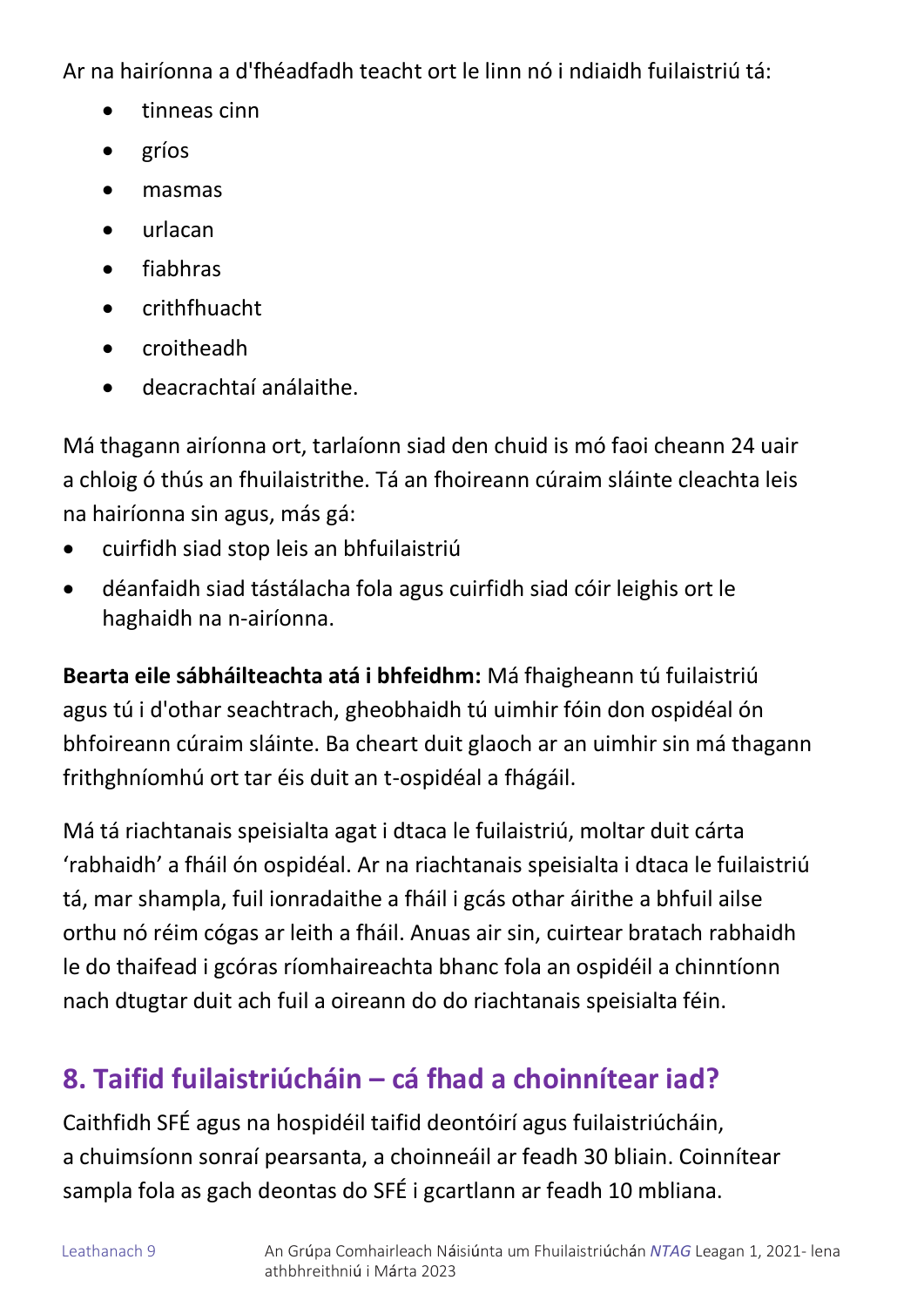Ar na hairíonna a d'fhéadfadh teacht ort le linn nó i ndiaidh fuilaistriú tá:

- tinneas cinn
- gríos
- masmas
- urlacan
- fiabhras
- crithfhuacht
- croitheadh
- deacrachtaí análaithe.

Má thagann airíonna ort, tarlaíonn siad den chuid is mó faoi cheann 24 uair a chloig ó thús an fhuilaistrithe. Tá an fhoireann cúraim sláinte cleachta leis na hairíonna sin agus, más gá:

- cuirfidh siad stop leis an bhfuilaistriú
- déanfaidh siad tástálacha fola agus cuirfidh siad cóir leighis ort le haghaidh na n-airíonna.

**Bearta eile sábháilteachta atá i bhfeidhm:** Má fhaigheann tú fuilaistriú agus tú i d'othar seachtrach, gheobhaidh tú uimhir fóin don ospidéal ón bhfoireann cúraim sláinte. Ba cheart duit glaoch ar an uimhir sin má thagann frithghníomhú ort tar éis duit an t-ospidéal a fhágáil.

Má tá riachtanais speisialta agat i dtaca le fuilaistriú, moltar duit cárta 'rabhaidh' a fháil ón ospidéal. Ar na riachtanais speisialta i dtaca le fuilaistriú tá, mar shampla, fuil ionradaithe a fháil i gcás othar áirithe a bhfuil ailse orthu nó réim cógas ar leith a fháil. Anuas air sin, cuirtear bratach rabhaidh le do thaifead i gcóras ríomhaireachta bhanc fola an ospidéil a chinntíonn nach dtugtar duit ach fuil a oireann do do riachtanais speisialta féin.

## 8. Taifid fuilaistriúcháin – cá fhad a choinnítear iad?

Caithfidh SFÉ agus na hospidéil taifid deontóirí agus fuilaistriúcháin, a chuimsíonn sonraí pearsanta, a choinneáil ar feadh 30 bliain. Coinnítear sampla fola as gach deontas do SFÉ i gcartlann ar feadh 10 mbliana.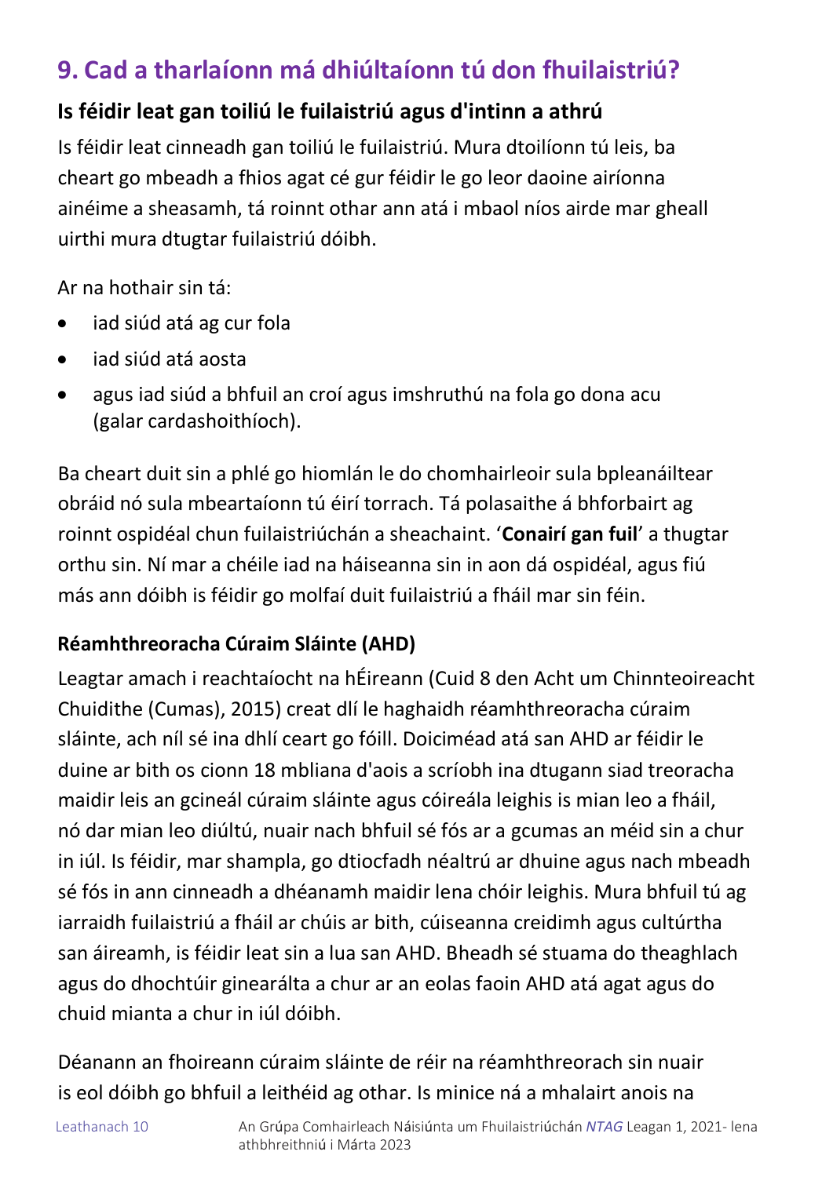## 9. Cad a tharlaíonn má dhiúltaíonn tú don fhuilaistriú?

### Is féidir leat gan toiliú le fuilaistriú agus d'intinn a athrú

Is féidir leat cinneadh gan toiliú le fuilaistriú. Mura dtoilíonn tú leis, ba cheart go mbeadh a fhios agat cé gur féidir le go leor daoine airíonna ainéime a sheasamh, tá roinnt othar ann atá i mbaol níos airde mar gheall uirthi mura dtugtar fuilaistriú dóibh.

Ar na hothair sin tá:

- iad siúd atá ag cur fola
- iad siúd atá aosta
- agus iad siúd a bhfuil an croí agus imshruthú na fola go dona acu (galar cardashoithíoch).

Ba cheart duit sin a phlé go hiomlán le do chomhairleoir sula bpleanáiltear obráid nó sula mbeartaíonn tú éirí torrach. Tá polasaithe á bhforbairt ag roinnt ospidéal chun fuilaistriúchán a sheachaint. '**Conairí gan fuil**' a thugtar orthu sin. Ní mar a chéile iad na háiseanna sin in aon dá ospidéal, agus fiú más ann dóibh is féidir go molfaí duit fuilaistriú a fháil mar sin féin.

### Réamhthreoracha Cúraim Sláinte (AHD)

Leagtar amach i reachtaíocht na hÉireann (Cuid 8 den Acht um Chinnteoireacht Chuidithe (Cumas), 2015) creat dlí le haghaidh réamhthreoracha cúraim sláinte, ach níl sé ina dhlí ceart go fóill. Doiciméad atá san AHD ar féidir le duine ar bith os cionn 18 mbliana d'aois a scríobh ina dtugann siad treoracha maidir leis an gcineál cúraim sláinte agus cóireála leighis is mian leo a fháil, nó dar mian leo diúltú, nuair nach bhfuil sé fós ar a gcumas an méid sin a chur in iúl. Is féidir, mar shampla, go dtiocfadh néaltrú ar dhuine agus nach mbeadh sé fós in ann cinneadh a dhéanamh maidir lena chóir leighis. Mura bhfuil tú ag iarraidh fuilaistriú a fháil ar chúis ar bith, cúiseanna creidimh agus cultúrtha san áireamh, is féidir leat sin a lua san AHD. Bheadh sé stuama do theaghlach agus do dhochtúir ginearálta a chur ar an eolas faoin AHD atá agat agus do chuid mianta a chur in iúl dóibh.

Déanann an fhoireann cúraim sláinte de réir na réamhthreorach sin nuair is eol dóibh go bhfuil a leithéid ag othar. Is minice ná a mhalairt anois na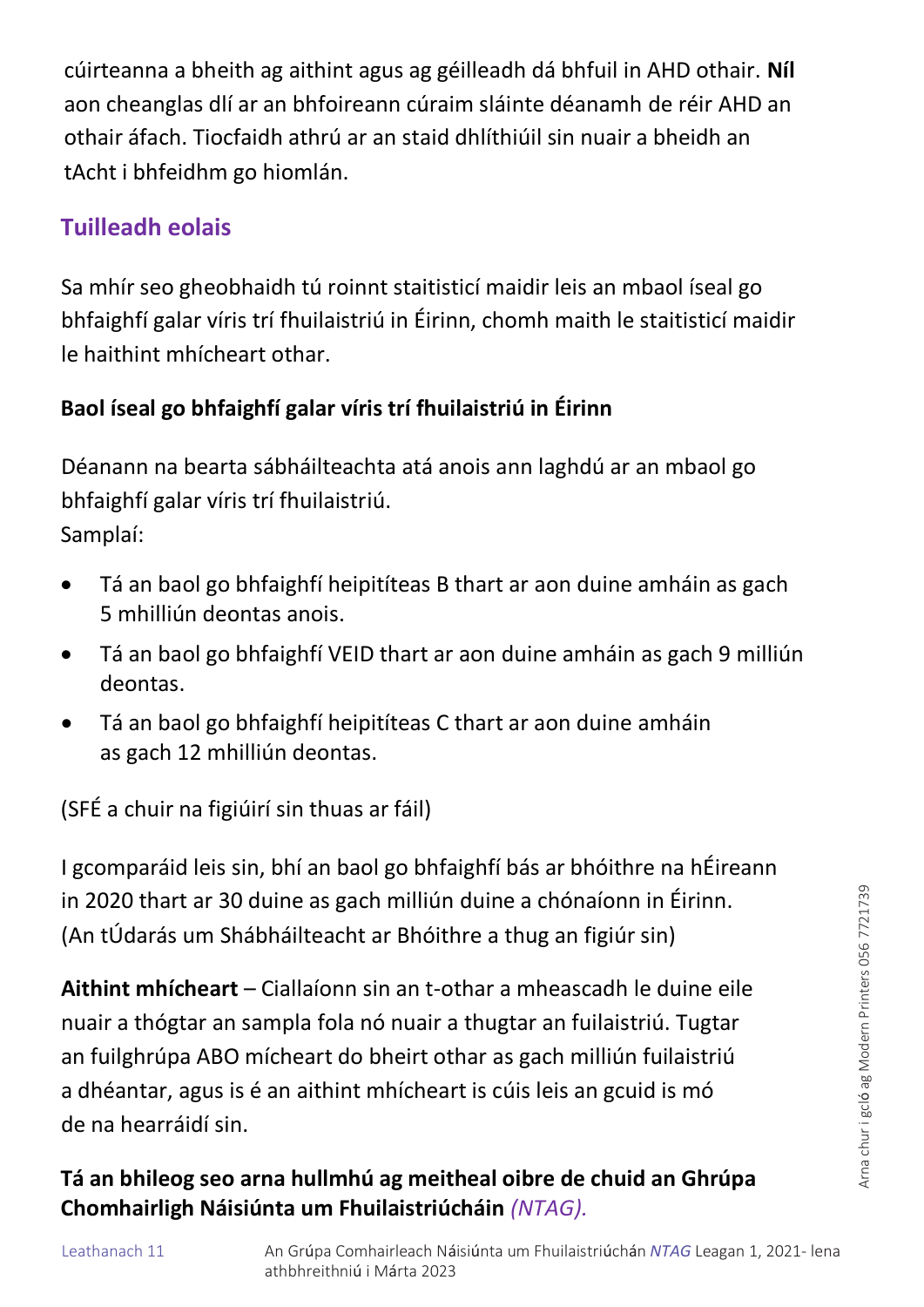cúirteanna a bheith ag aithint agus ag géilleadh dá bhfuil in AHD othair. **Níl** aon cheanglas dlí ar an bhfoireann cúraim sláinte déanamh de réir AHD an othair áfach. Tiocfaidh athrú ar an staid dhlíthiúil sin nuair a bheidh an tAcht i bhfeidhm go hiomlán.

## Tuilleadh eolais

Sa mhír seo gheobhaidh tú roinnt staitisticí maidir leis an mbaol íseal go bhfaighfí galar víris trí fhuilaistriú in Éirinn, chomh maith le staitisticí maidir le haithint mhícheart othar.

### Baol íseal go bhfaighfí galar víris trí fhuilaistriú in Éirinn

Déanann na bearta sábháilteachta atá anois ann laghdú ar an mbaol go bhfaighfí galar víris trí fhuilaistriú.
Samplaí:

- Tá an baol go bhfaighfí heipitíteas B thart ar aon duine amháin as gach 5 mhilliún deontas anois.
- Tá an baol go bhfaighfí VEID thart ar aon duine amháin as gach 9 milliún deontas.
- Tá an baol go bhfaighfí heipitíteas C thart ar aon duine amháin as gach 12 mhilliún deontas.

(SFÉ a chuir na figiúirí sin thuas ar fáil)

I gcomparáid leis sin, bhí an baol go bhfaighfí bás ar bhóithre na hÉireann in 2020 thart ar 30 duine as gach milliún duine a chónaíonn in Éirinn. (An tÚdarás um Shábháilteacht ar Bhóithre a thug an figiúr sin)

**Aithint mhícheart** – Ciallaíonn sin an t-othar a mheascadh le duine eile nuair a thógtar an sampla fola nó nuair a thugtar an fuilaistriú. Tugtar an fuilghrúpa ABO mícheart do bheirt othar as gach milliún fuilaistriú a dhéantar, agus is é an aithint mhícheart is cúis leis an gcuid is mó de na hearráidí sin.

**Tá an bhileog seo arna hullmhú ag meitheal oibre de chuid an Ghrúpa Chomhairligh Náisiúnta um Fhuilaistriúcháin** *(NTAG).*

Arna chur i gcló ag Modern Printers 056 7721739